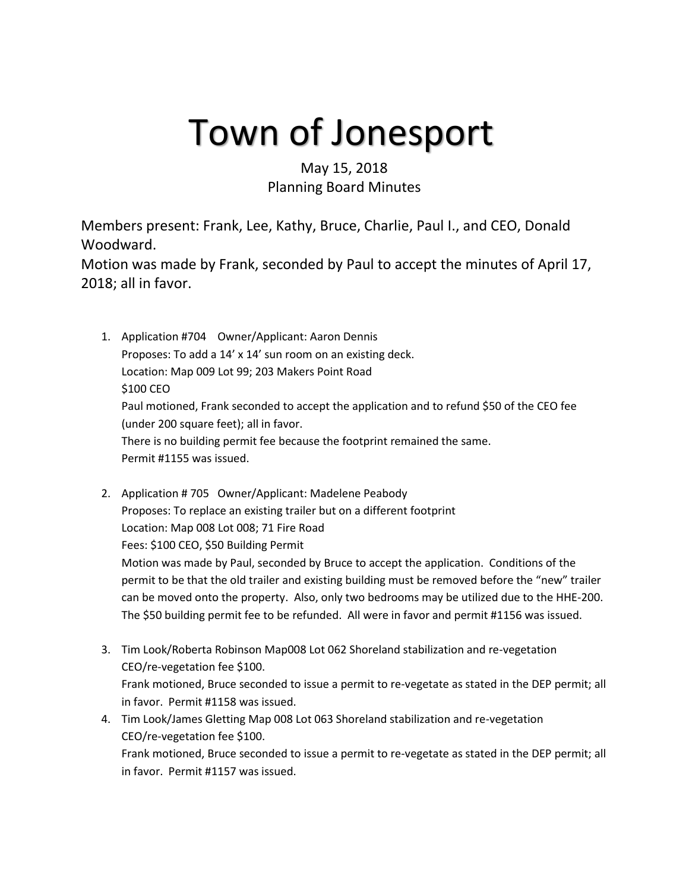# Town of Jonesport

May 15, 2018
Planning Board Minutes

Members present: Frank, Lee, Kathy, Bruce, Charlie, Paul I., and CEO, Donald Woodward.
Motion was made by Frank, seconded by Paul to accept the minutes of April 17, 2018; all in favor.

1. Application #704 Owner/Applicant: Aaron Dennis
   Proposes: To add a 14' x 14' sun room on an existing deck.
   Location: Map 009 Lot 99; 203 Makers Point Road
   $100 CEO
   Paul motioned, Frank seconded to accept the application and to refund $50 of the CEO fee (under 200 square feet); all in favor.
   There is no building permit fee because the footprint remained the same.
   Permit #1155 was issued.

2. Application # 705 Owner/Applicant: Madelene Peabody
   Proposes: To replace an existing trailer but on a different footprint
   Location: Map 008 Lot 008; 71 Fire Road
   Fees: $100 CEO, $50 Building Permit
   Motion was made by Paul, seconded by Bruce to accept the application. Conditions of the permit to be that the old trailer and existing building must be removed before the "new" trailer can be moved onto the property. Also, only two bedrooms may be utilized due to the HHE-200. The $50 building permit fee to be refunded. All were in favor and permit #1156 was issued.

3. Tim Look/Roberta Robinson Map008 Lot 062 Shoreland stabilization and re-vegetation
   CEO/re-vegetation fee $100.
   Frank motioned, Bruce seconded to issue a permit to re-vegetate as stated in the DEP permit; all in favor. Permit #1158 was issued.
4. Tim Look/James Gletting Map 008 Lot 063 Shoreland stabilization and re-vegetation
   CEO/re-vegetation fee $100.
   Frank motioned, Bruce seconded to issue a permit to re-vegetate as stated in the DEP permit; all in favor. Permit #1157 was issued.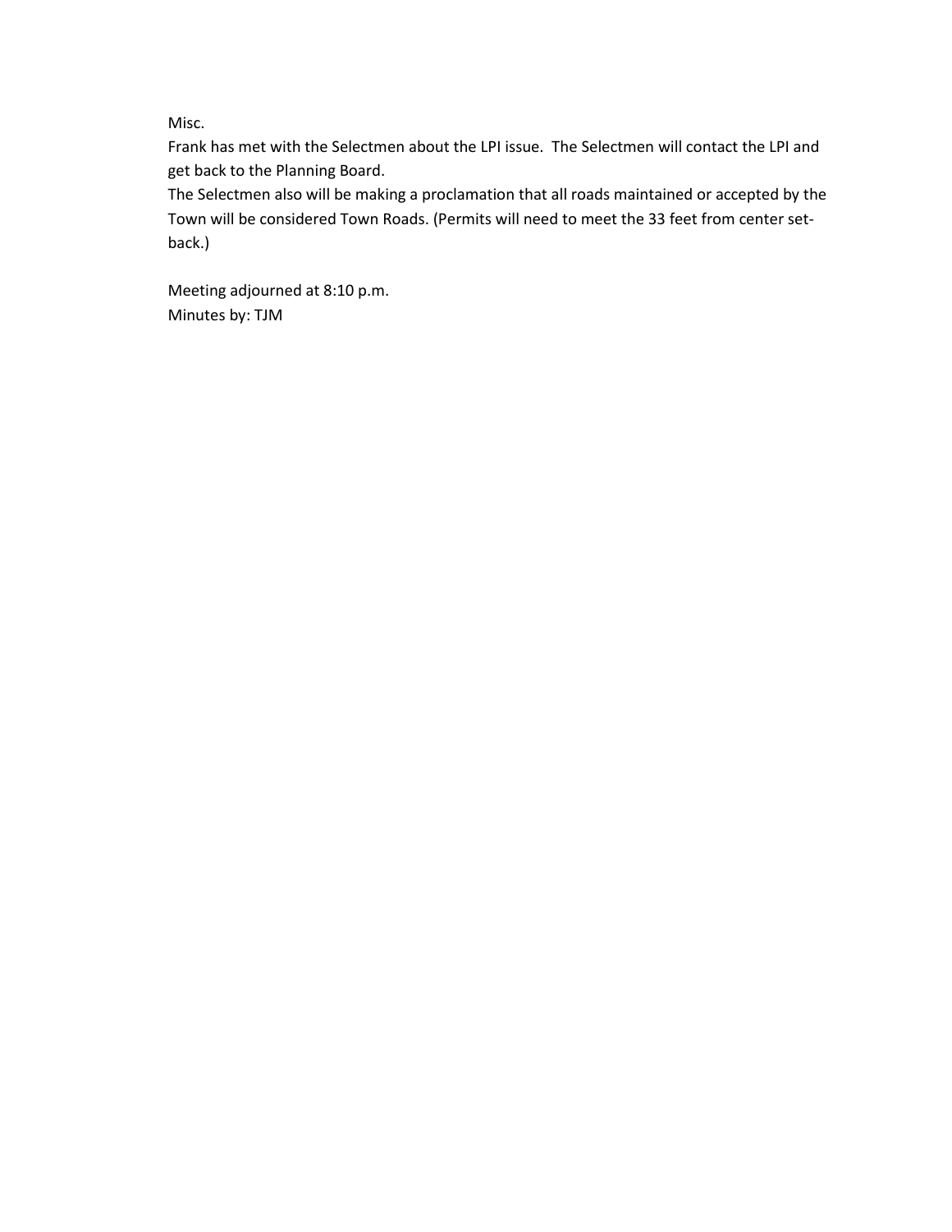Misc.

Frank has met with the Selectmen about the LPI issue. The Selectmen will contact the LPI and get back to the Planning Board.

The Selectmen also will be making a proclamation that all roads maintained or accepted by the Town will be considered Town Roads. (Permits will need to meet the 33 feet from center set-back.)

Meeting adjourned at 8:10 p.m.

Minutes by: TJM